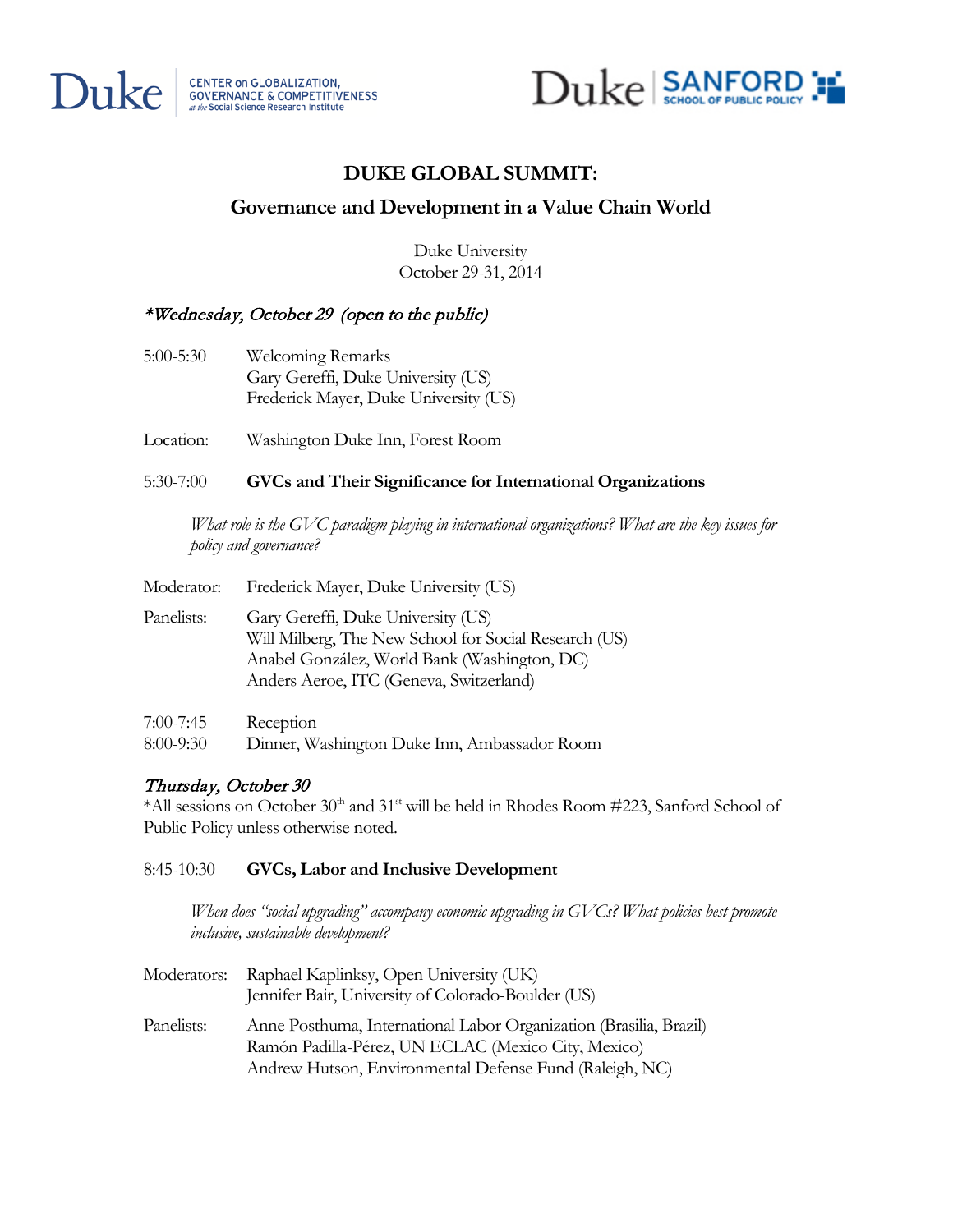Duke | CENTER on GLOBALIZATION, GOVERNANCE & COMPETITIVENESS at the Social Science Research Institute

Duke | SANFORD SCHOOL OF PUBLIC POLICY

# DUKE GLOBAL SUMMIT:

## Governance and Development in a Value Chain World

Duke University
October 29-31, 2014

### *\*Wednesday, October 29 (open to the public)*

5:00-5:30 Welcoming Remarks
Gary Gereffi, Duke University (US)
Frederick Mayer, Duke University (US)

Location: Washington Duke Inn, Forest Room

5:30-7:00 **GVCs and Their Significance for International Organizations**

*What role is the GVC paradigm playing in international organizations? What are the key issues for policy and governance?*

Moderator: Frederick Mayer, Duke University (US)

Panelists: Gary Gereffi, Duke University (US)
Will Milberg, The New School for Social Research (US)
Anabel González, World Bank (Washington, DC)
Anders Aeroe, ITC (Geneva, Switzerland)

7:00-7:45 Reception
8:00-9:30 Dinner, Washington Duke Inn, Ambassador Room

### *Thursday, October 30*

\*All sessions on October 30th and 31st will be held in Rhodes Room #223, Sanford School of Public Policy unless otherwise noted.

8:45-10:30 **GVCs, Labor and Inclusive Development**

*When does "social upgrading" accompany economic upgrading in GVCs? What policies best promote inclusive, sustainable development?*

Moderators: Raphael Kaplinksy, Open University (UK)
Jennifer Bair, University of Colorado-Boulder (US)

Panelists: Anne Posthuma, International Labor Organization (Brasilia, Brazil)
Ramón Padilla-Pérez, UN ECLAC (Mexico City, Mexico)
Andrew Hutson, Environmental Defense Fund (Raleigh, NC)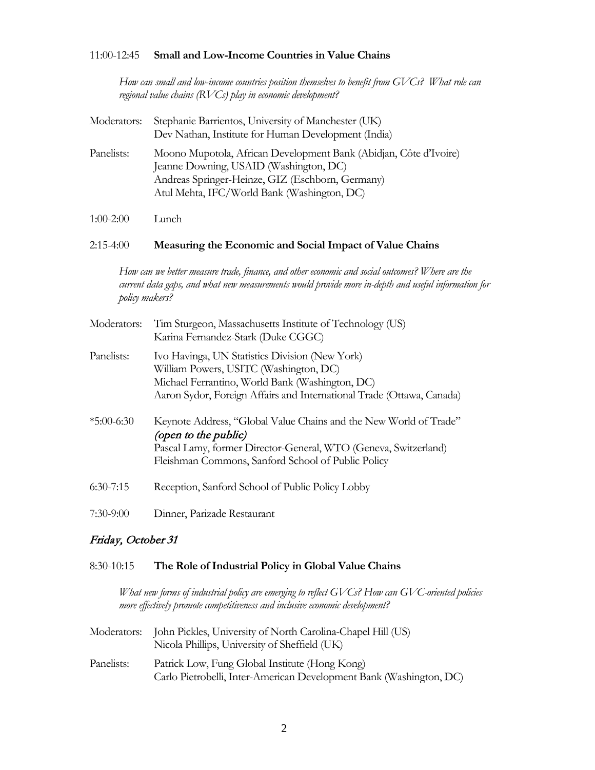11:00-12:45 **Small and Low-Income Countries in Value Chains**

*How can small and low-income countries position themselves to benefit from GVCs? What role can regional value chains (RVCs) play in economic development?*

Moderators: Stephanie Barrientos, University of Manchester (UK)
Dev Nathan, Institute for Human Development (India)

Panelists: Moono Mupotola, African Development Bank (Abidjan, Côte d'Ivoire)
Jeanne Downing, USAID (Washington, DC)
Andreas Springer-Heinze, GIZ (Eschborn, Germany)
Atul Mehta, IFC/World Bank (Washington, DC)

1:00-2:00 Lunch

2:15-4:00 **Measuring the Economic and Social Impact of Value Chains**

*How can we better measure trade, finance, and other economic and social outcomes? Where are the current data gaps, and what new measurements would provide more in-depth and useful information for policy makers?*

Moderators: Tim Sturgeon, Massachusetts Institute of Technology (US)
Karina Fernandez-Stark (Duke CGGC)

Panelists: Ivo Havinga, UN Statistics Division (New York)
William Powers, USITC (Washington, DC)
Michael Ferrantino, World Bank (Washington, DC)
Aaron Sydor, Foreign Affairs and International Trade (Ottawa, Canada)

*5:00-6:30 Keynote Address, "Global Value Chains and the New World of Trade" *(open to the public)*
Pascal Lamy, former Director-General, WTO (Geneva, Switzerland)
Fleishman Commons, Sanford School of Public Policy

6:30-7:15 Reception, Sanford School of Public Policy Lobby

7:30-9:00 Dinner, Parizade Restaurant

## *Friday, October 31*

8:30-10:15 **The Role of Industrial Policy in Global Value Chains**

*What new forms of industrial policy are emerging to reflect GVCs? How can GVC-oriented policies more effectively promote competitiveness and inclusive economic development?*

Moderators: John Pickles, University of North Carolina-Chapel Hill (US)
Nicola Phillips, University of Sheffield (UK)

Panelists: Patrick Low, Fung Global Institute (Hong Kong)
Carlo Pietrobelli, Inter-American Development Bank (Washington, DC)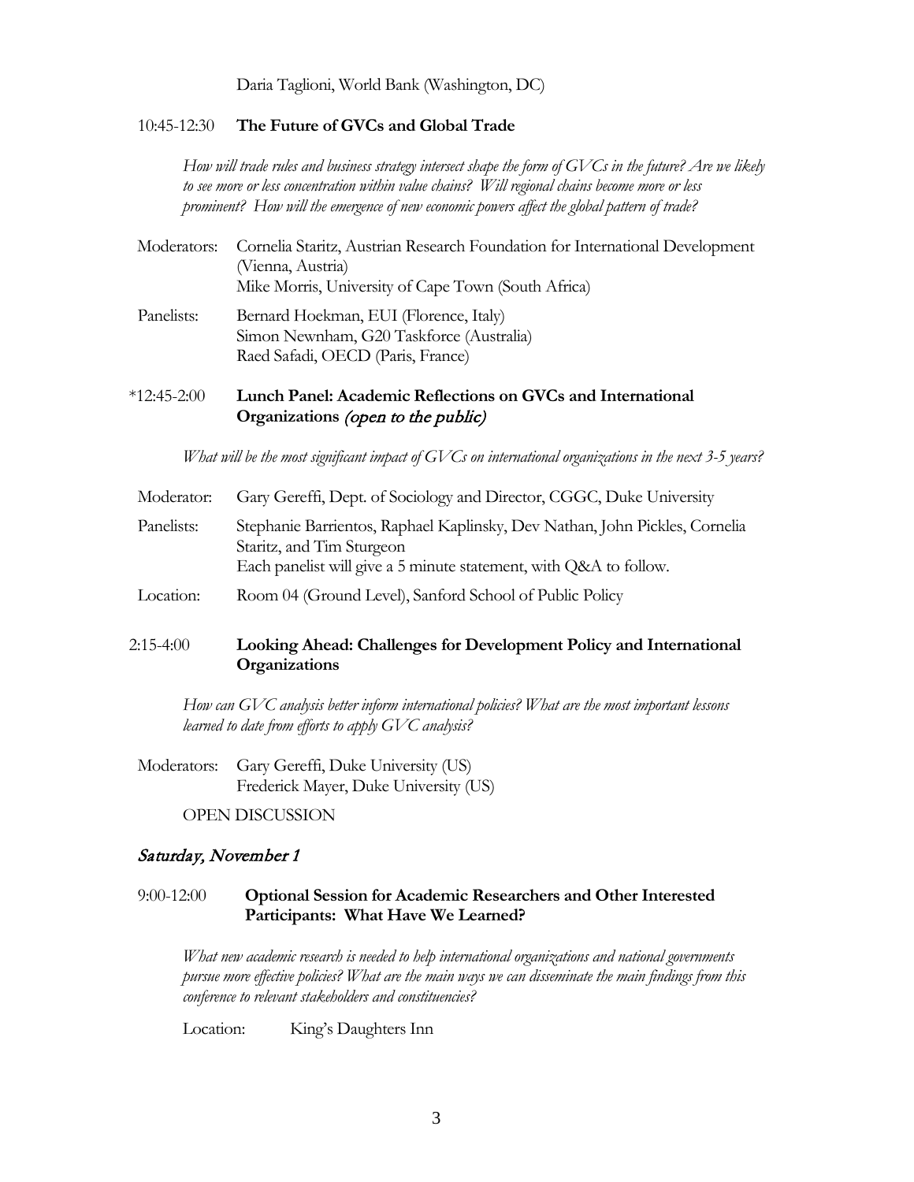Daria Taglioni, World Bank (Washington, DC)

10:45-12:30 **The Future of GVCs and Global Trade**

*How will trade rules and business strategy intersect shape the form of GVCs in the future? Are we likely to see more or less concentration within value chains? Will regional chains become more or less prominent? How will the emergence of new economic powers affect the global pattern of trade?*

Moderators: Cornelia Staritz, Austrian Research Foundation for International Development (Vienna, Austria)
Mike Morris, University of Cape Town (South Africa)

Panelists: Bernard Hoekman, EUI (Florence, Italy)
Simon Newnham, G20 Taskforce (Australia)
Raed Safadi, OECD (Paris, France)

*12:45-2:00 **Lunch Panel: Academic Reflections on GVCs and International Organizations** *(open to the public)*

*What will be the most significant impact of GVCs on international organizations in the next 3-5 years?*

Moderator: Gary Gereffi, Dept. of Sociology and Director, CGGC, Duke University

Panelists: Stephanie Barrientos, Raphael Kaplinsky, Dev Nathan, John Pickles, Cornelia Staritz, and Tim Sturgeon
Each panelist will give a 5 minute statement, with Q&A to follow.

Location: Room 04 (Ground Level), Sanford School of Public Policy

2:15-4:00 **Looking Ahead: Challenges for Development Policy and International Organizations**

*How can GVC analysis better inform international policies? What are the most important lessons learned to date from efforts to apply GVC analysis?*

Moderators: Gary Gereffi, Duke University (US)
Frederick Mayer, Duke University (US)

OPEN DISCUSSION

## *Saturday, November 1*

9:00-12:00 **Optional Session for Academic Researchers and Other Interested Participants: What Have We Learned?**

*What new academic research is needed to help international organizations and national governments pursue more effective policies? What are the main ways we can disseminate the main findings from this conference to relevant stakeholders and constituencies?*

Location: King's Daughters Inn